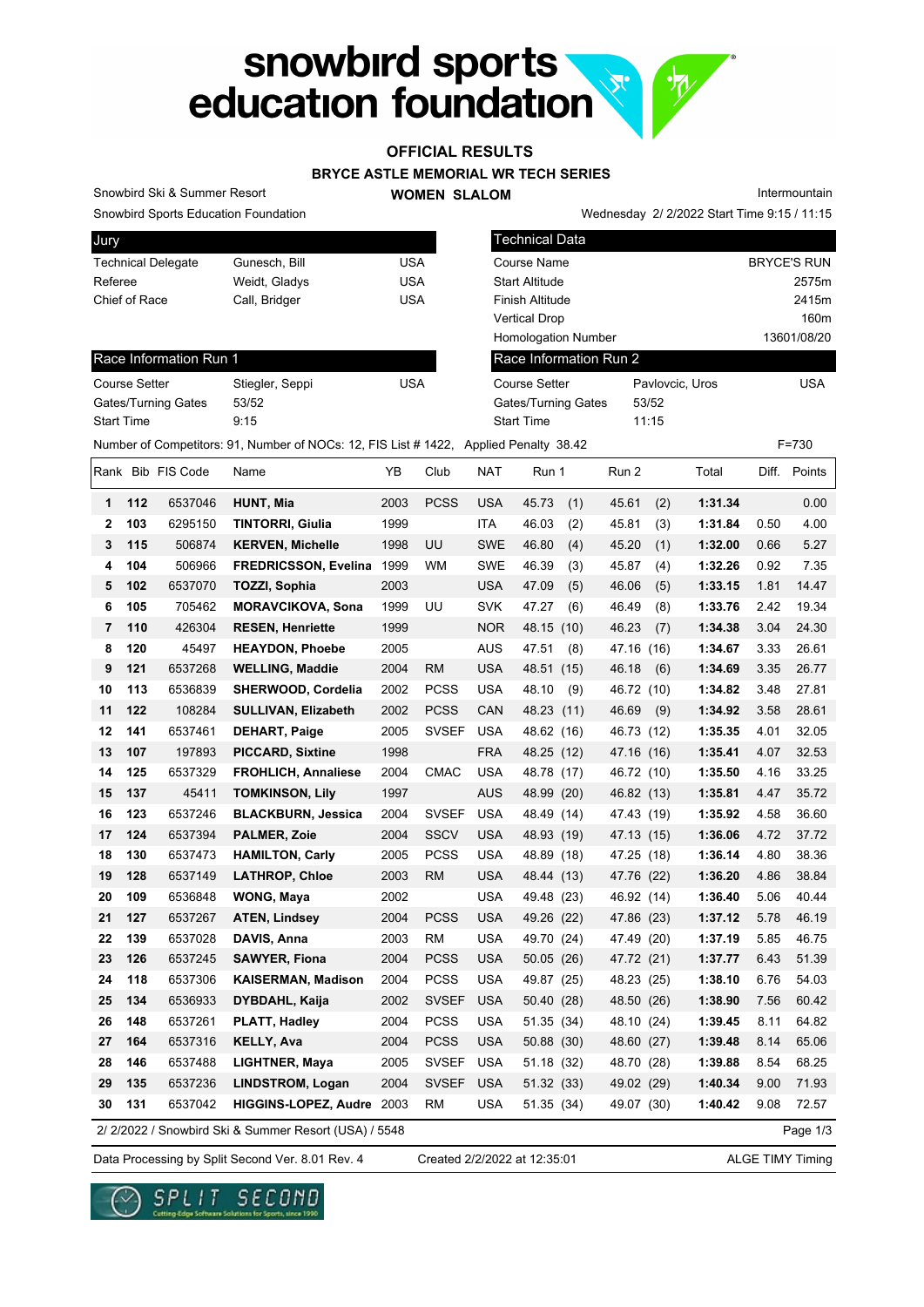# snowbird sports education foundation

## OFFICIAL RESULTS

### BRYCE ASTLE MEMORIAL WR TECH SERIES

### WOMEN SLALOM

Snowbird Ski & Summer Resort

Snowbird Sports Education Foundation

Intermountain

Wednesday 2/ 2/2022 Start Time 9:15 / 11:15

| Jury | | |
|---|---|---|
| Technical Delegate | Gunesch, Bill | USA |
| Referee | Weidt, Gladys | USA |
| Chief of Race | Call, Bridger | USA |

| Technical Data | |
|---|---|
| Course Name | BRYCE'S RUN |
| Start Altitude | 2575m |
| Finish Altitude | 2415m |
| Vertical Drop | 160m |
| Homologation Number | 13601/08/20 |

| Race Information Run 1 | | |
|---|---|---|
| Course Setter | Stiegler, Seppi | USA |
| Gates/Turning Gates | 53/52 | |
| Start Time | 9:15 | |

| Race Information Run 2 | | |
|---|---|---|
| Course Setter | Pavlovcic, Uros | USA |
| Gates/Turning Gates | 53/52 | |
| Start Time | 11:15 | |

Number of Competitors: 91, Number of NOCs: 12, FIS List # 1422, Applied Penalty 38.42 F=730

| Rank | Bib | FIS Code | Name | YB | Club | NAT | Run 1 | Run 2 | Total | Diff. | Points |
|---|---|---|---|---|---|---|---|---|---|---|---|
| 1 | 112 | 6537046 | HUNT, Mia | 2003 | PCSS | USA | 45.73 (1) | 45.61 (2) | 1:31.34 | | 0.00 |
| 2 | 103 | 6295150 | TINTORRI, Giulia | 1999 | | ITA | 46.03 (2) | 45.81 (3) | 1:31.84 | 0.50 | 4.00 |
| 3 | 115 | 506874 | KERVEN, Michelle | 1998 | UU | SWE | 46.80 (4) | 45.20 (1) | 1:32.00 | 0.66 | 5.27 |
| 4 | 104 | 506966 | FREDRICSSON, Evelina | 1999 | WM | SWE | 46.39 (3) | 45.87 (4) | 1:32.26 | 0.92 | 7.35 |
| 5 | 102 | 6537070 | TOZZI, Sophia | 2003 | | USA | 47.09 (5) | 46.06 (5) | 1:33.15 | 1.81 | 14.47 |
| 6 | 105 | 705462 | MORAVCIKOVA, Sona | 1999 | UU | SVK | 47.27 (6) | 46.49 (8) | 1:33.76 | 2.42 | 19.34 |
| 7 | 110 | 426304 | RESEN, Henriette | 1999 | | NOR | 48.15 (10) | 46.23 (7) | 1:34.38 | 3.04 | 24.30 |
| 8 | 120 | 45497 | HEAYDON, Phoebe | 2005 | | AUS | 47.51 (8) | 47.16 (16) | 1:34.67 | 3.33 | 26.61 |
| 9 | 121 | 6537268 | WELLING, Maddie | 2004 | RM | USA | 48.51 (15) | 46.18 (6) | 1:34.69 | 3.35 | 26.77 |
| 10 | 113 | 6536839 | SHERWOOD, Cordelia | 2002 | PCSS | USA | 48.10 (9) | 46.72 (10) | 1:34.82 | 3.48 | 27.81 |
| 11 | 122 | 108284 | SULLIVAN, Elizabeth | 2002 | PCSS | CAN | 48.23 (11) | 46.69 (9) | 1:34.92 | 3.58 | 28.61 |
| 12 | 141 | 6537461 | DEHART, Paige | 2005 | SVSEF | USA | 48.62 (16) | 46.73 (12) | 1:35.35 | 4.01 | 32.05 |
| 13 | 107 | 197893 | PICCARD, Sixtine | 1998 | | FRA | 48.25 (12) | 47.16 (16) | 1:35.41 | 4.07 | 32.53 |
| 14 | 125 | 6537329 | FROHLICH, Annaliese | 2004 | CMAC | USA | 48.78 (17) | 46.72 (10) | 1:35.50 | 4.16 | 33.25 |
| 15 | 137 | 45411 | TOMKINSON, Lily | 1997 | | AUS | 48.99 (20) | 46.82 (13) | 1:35.81 | 4.47 | 35.72 |
| 16 | 123 | 6537246 | BLACKBURN, Jessica | 2004 | SVSEF | USA | 48.49 (14) | 47.43 (19) | 1:35.92 | 4.58 | 36.60 |
| 17 | 124 | 6537394 | PALMER, Zoie | 2004 | SSCV | USA | 48.93 (19) | 47.13 (15) | 1:36.06 | 4.72 | 37.72 |
| 18 | 130 | 6537473 | HAMILTON, Carly | 2005 | PCSS | USA | 48.89 (18) | 47.25 (18) | 1:36.14 | 4.80 | 38.36 |
| 19 | 128 | 6537149 | LATHROP, Chloe | 2003 | RM | USA | 48.44 (13) | 47.76 (22) | 1:36.20 | 4.86 | 38.84 |
| 20 | 109 | 6536848 | WONG, Maya | 2002 | | USA | 49.48 (23) | 46.92 (14) | 1:36.40 | 5.06 | 40.44 |
| 21 | 127 | 6537267 | ATEN, Lindsey | 2004 | PCSS | USA | 49.26 (22) | 47.86 (23) | 1:37.12 | 5.78 | 46.19 |
| 22 | 139 | 6537028 | DAVIS, Anna | 2003 | RM | USA | 49.70 (24) | 47.49 (20) | 1:37.19 | 5.85 | 46.75 |
| 23 | 126 | 6537245 | SAWYER, Fiona | 2004 | PCSS | USA | 50.05 (26) | 47.72 (21) | 1:37.77 | 6.43 | 51.39 |
| 24 | 118 | 6537306 | KAISERMAN, Madison | 2004 | PCSS | USA | 49.87 (25) | 48.23 (25) | 1:38.10 | 6.76 | 54.03 |
| 25 | 134 | 6536933 | DYBDAHL, Kaija | 2002 | SVSEF | USA | 50.40 (28) | 48.50 (26) | 1:38.90 | 7.56 | 60.42 |
| 26 | 148 | 6537261 | PLATT, Hadley | 2004 | PCSS | USA | 51.35 (34) | 48.10 (24) | 1:39.45 | 8.11 | 64.82 |
| 27 | 164 | 6537316 | KELLY, Ava | 2004 | PCSS | USA | 50.88 (30) | 48.60 (27) | 1:39.48 | 8.14 | 65.06 |
| 28 | 146 | 6537488 | LIGHTNER, Maya | 2005 | SVSEF | USA | 51.18 (32) | 48.70 (28) | 1:39.88 | 8.54 | 68.25 |
| 29 | 135 | 6537236 | LINDSTROM, Logan | 2004 | SVSEF | USA | 51.32 (33) | 49.02 (29) | 1:40.34 | 9.00 | 71.93 |
| 30 | 131 | 6537042 | HIGGINS-LOPEZ, Audre | 2003 | RM | USA | 51.35 (34) | 49.07 (30) | 1:40.42 | 9.08 | 72.57 |

2/ 2/2022 / Snowbird Ski & Summer Resort (USA) / 5548

Data Processing by Split Second Ver. 8.01 Rev. 4 Created 2/2/2022 at 12:35:01 ALGE TIMY Timing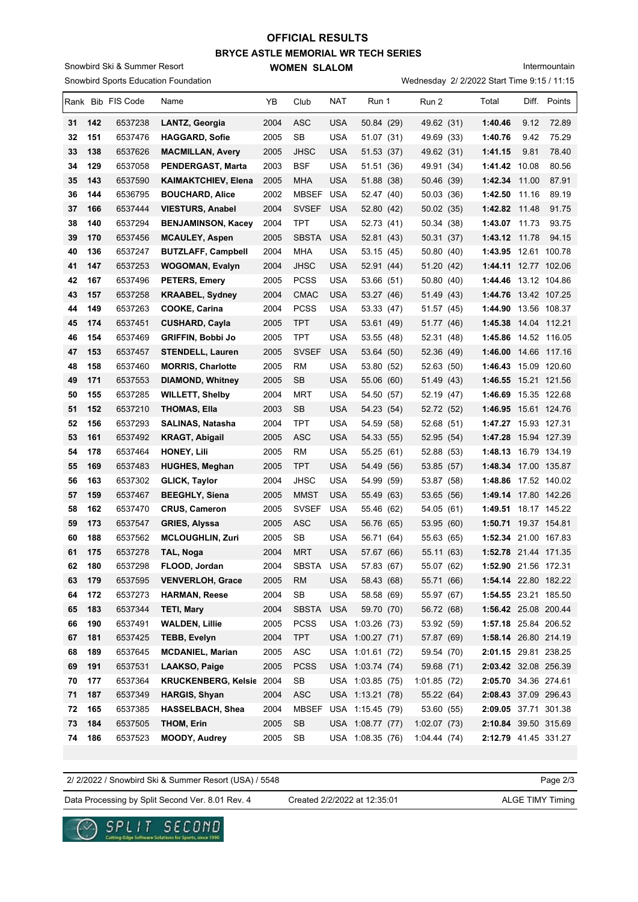# OFFICIAL RESULTS

## BRYCE ASTLE MEMORIAL WR TECH SERIES

### WOMEN SLALOM

Snowbird Ski & Summer Resort

Snowbird Sports Education Foundation

Intermountain

Wednesday 2/ 2/2022 Start Time 9:15 / 11:15

| Rank | Bib | FIS Code | Name | YB | Club | NAT | Run 1 | Run 2 | Total | Diff. | Points |
|---|---|---|---|---|---|---|---|---|---|---|---|
| 31 | 142 | 6537238 | **LANTZ, Georgia** | 2004 | ASC | USA | 50.84 (29) | 49.62 (31) | **1:40.46** | 9.12 | 72.89 |
| 32 | 151 | 6537476 | **HAGGARD, Sofie** | 2005 | SB | USA | 51.07 (31) | 49.69 (33) | **1:40.76** | 9.42 | 75.29 |
| 33 | 138 | 6537626 | **MACMILLAN, Avery** | 2005 | JHSC | USA | 51.53 (37) | 49.62 (31) | **1:41.15** | 9.81 | 78.40 |
| 34 | 129 | 6537058 | **PENDERGAST, Marta** | 2003 | BSF | USA | 51.51 (36) | 49.91 (34) | **1:41.42** | 10.08 | 80.56 |
| 35 | 143 | 6537590 | **KAIMAKTCHIEV, Elena** | 2005 | MHA | USA | 51.88 (38) | 50.46 (39) | **1:42.34** | 11.00 | 87.91 |
| 36 | 144 | 6536795 | **BOUCHARD, Alice** | 2002 | MBSEF | USA | 52.47 (40) | 50.03 (36) | **1:42.50** | 11.16 | 89.19 |
| 37 | 166 | 6537444 | **VIESTURS, Anabel** | 2004 | SVSEF | USA | 52.80 (42) | 50.02 (35) | **1:42.82** | 11.48 | 91.75 |
| 38 | 140 | 6537294 | **BENJAMINSON, Kacey** | 2004 | TPT | USA | 52.73 (41) | 50.34 (38) | **1:43.07** | 11.73 | 93.75 |
| 39 | 170 | 6537456 | **MCAULEY, Aspen** | 2005 | SBSTA | USA | 52.81 (43) | 50.31 (37) | **1:43.12** | 11.78 | 94.15 |
| 40 | 136 | 6537247 | **BUTZLAFF, Campbell** | 2004 | MHA | USA | 53.15 (45) | 50.80 (40) | **1:43.95** | 12.61 | 100.78 |
| 41 | 147 | 6537253 | **WOGOMAN, Evalyn** | 2004 | JHSC | USA | 52.91 (44) | 51.20 (42) | **1:44.11** | 12.77 | 102.06 |
| 42 | 167 | 6537496 | **PETERS, Emery** | 2005 | PCSS | USA | 53.66 (51) | 50.80 (40) | **1:44.46** | 13.12 | 104.86 |
| 43 | 157 | 6537258 | **KRAABEL, Sydney** | 2004 | CMAC | USA | 53.27 (46) | 51.49 (43) | **1:44.76** | 13.42 | 107.25 |
| 44 | 149 | 6537263 | **COOKE, Carina** | 2004 | PCSS | USA | 53.33 (47) | 51.57 (45) | **1:44.90** | 13.56 | 108.37 |
| 45 | 174 | 6537451 | **CUSHARD, Cayla** | 2005 | TPT | USA | 53.61 (49) | 51.77 (46) | **1:45.38** | 14.04 | 112.21 |
| 46 | 154 | 6537469 | **GRIFFIN, Bobbi Jo** | 2005 | TPT | USA | 53.55 (48) | 52.31 (48) | **1:45.86** | 14.52 | 116.05 |
| 47 | 153 | 6537457 | **STENDELL, Lauren** | 2005 | SVSEF | USA | 53.64 (50) | 52.36 (49) | **1:46.00** | 14.66 | 117.16 |
| 48 | 158 | 6537460 | **MORRIS, Charlotte** | 2005 | RM | USA | 53.80 (52) | 52.63 (50) | **1:46.43** | 15.09 | 120.60 |
| 49 | 171 | 6537553 | **DIAMOND, Whitney** | 2005 | SB | USA | 55.06 (60) | 51.49 (43) | **1:46.55** | 15.21 | 121.56 |
| 50 | 155 | 6537285 | **WILLETT, Shelby** | 2004 | MRT | USA | 54.50 (57) | 52.19 (47) | **1:46.69** | 15.35 | 122.68 |
| 51 | 152 | 6537210 | **THOMAS, Ella** | 2003 | SB | USA | 54.23 (54) | 52.72 (52) | **1:46.95** | 15.61 | 124.76 |
| 52 | 156 | 6537293 | **SALINAS, Natasha** | 2004 | TPT | USA | 54.59 (58) | 52.68 (51) | **1:47.27** | 15.93 | 127.31 |
| 53 | 161 | 6537492 | **KRAGT, Abigail** | 2005 | ASC | USA | 54.33 (55) | 52.95 (54) | **1:47.28** | 15.94 | 127.39 |
| 54 | 178 | 6537464 | **HONEY, Lili** | 2005 | RM | USA | 55.25 (61) | 52.88 (53) | **1:48.13** | 16.79 | 134.19 |
| 55 | 169 | 6537483 | **HUGHES, Meghan** | 2005 | TPT | USA | 54.49 (56) | 53.85 (57) | **1:48.34** | 17.00 | 135.87 |
| 56 | 163 | 6537302 | **GLICK, Taylor** | 2004 | JHSC | USA | 54.99 (59) | 53.87 (58) | **1:48.86** | 17.52 | 140.02 |
| 57 | 159 | 6537467 | **BEEGHLY, Siena** | 2005 | MMST | USA | 55.49 (63) | 53.65 (56) | **1:49.14** | 17.80 | 142.26 |
| 58 | 162 | 6537470 | **CRUS, Cameron** | 2005 | SVSEF | USA | 55.46 (62) | 54.05 (61) | **1:49.51** | 18.17 | 145.22 |
| 59 | 173 | 6537547 | **GRIES, Alyssa** | 2005 | ASC | USA | 56.76 (65) | 53.95 (60) | **1:50.71** | 19.37 | 154.81 |
| 60 | 188 | 6537562 | **MCLOUGHLIN, Zuri** | 2005 | SB | USA | 56.71 (64) | 55.63 (65) | **1:52.34** | 21.00 | 167.83 |
| 61 | 175 | 6537278 | **TAL, Noga** | 2004 | MRT | USA | 57.67 (66) | 55.11 (63) | **1:52.78** | 21.44 | 171.35 |
| 62 | 180 | 6537298 | **FLOOD, Jordan** | 2004 | SBSTA | USA | 57.83 (67) | 55.07 (62) | **1:52.90** | 21.56 | 172.31 |
| 63 | 179 | 6537595 | **VENVERLOH, Grace** | 2005 | RM | USA | 58.43 (68) | 55.71 (66) | **1:54.14** | 22.80 | 182.22 |
| 64 | 172 | 6537273 | **HARMAN, Reese** | 2004 | SB | USA | 58.58 (69) | 55.97 (67) | **1:54.55** | 23.21 | 185.50 |
| 65 | 183 | 6537344 | **TETI, Mary** | 2004 | SBSTA | USA | 59.70 (70) | 56.72 (68) | **1:56.42** | 25.08 | 200.44 |
| 66 | 190 | 6537491 | **WALDEN, Lillie** | 2005 | PCSS | USA | 1:03.26 (73) | 53.92 (59) | **1:57.18** | 25.84 | 206.52 |
| 67 | 181 | 6537425 | **TEBB, Evelyn** | 2004 | TPT | USA | 1:00.27 (71) | 57.87 (69) | **1:58.14** | 26.80 | 214.19 |
| 68 | 189 | 6537645 | **MCDANIEL, Marian** | 2005 | ASC | USA | 1:01.61 (72) | 59.54 (70) | **2:01.15** | 29.81 | 238.25 |
| 69 | 191 | 6537531 | **LAAKSO, Paige** | 2005 | PCSS | USA | 1:03.74 (74) | 59.68 (71) | **2:03.42** | 32.08 | 256.39 |
| 70 | 177 | 6537364 | **KRUCKENBERG, Kelsie** | 2004 | SB | USA | 1:03.85 (75) | 1:01.85 (72) | **2:05.70** | 34.36 | 274.61 |
| 71 | 187 | 6537349 | **HARGIS, Shyan** | 2004 | ASC | USA | 1:13.21 (78) | 55.22 (64) | **2:08.43** | 37.09 | 296.43 |
| 72 | 165 | 6537385 | **HASSELBACH, Shea** | 2004 | MBSEF | USA | 1:15.45 (79) | 53.60 (55) | **2:09.05** | 37.71 | 301.38 |
| 73 | 184 | 6537505 | **THOM, Erin** | 2005 | SB | USA | 1:08.77 (77) | 1:02.07 (73) | **2:10.84** | 39.50 | 315.69 |
| 74 | 186 | 6537523 | **MOODY, Audrey** | 2005 | SB | USA | 1:08.35 (76) | 1:04.44 (74) | **2:12.79** | 41.45 | 331.27 |

2/ 2/2022 / Snowbird Ski & Summer Resort (USA) / 5548

Data Processing by Split Second Ver. 8.01 Rev. 4    Created 2/2/2022 at 12:35:01    ALGE TIMY Timing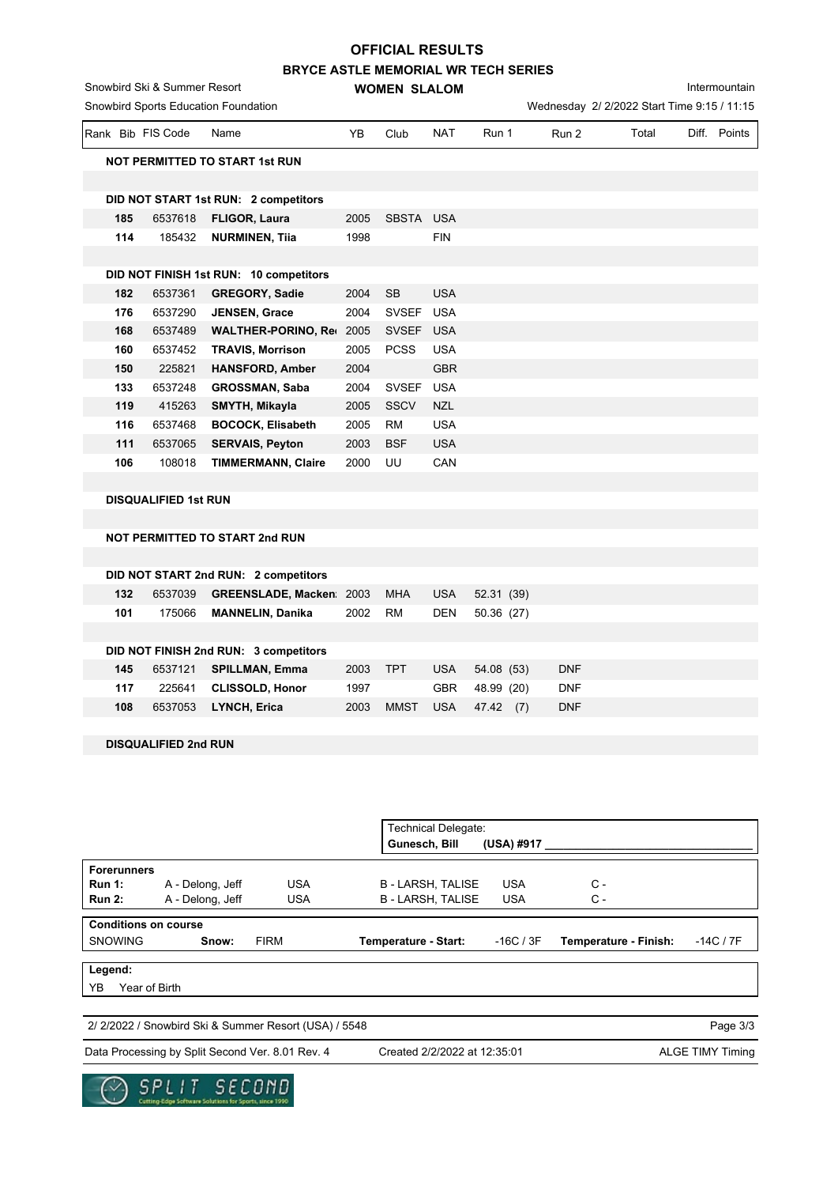# OFFICIAL RESULTS

## BRYCE ASTLE MEMORIAL WR TECH SERIES

Snowbird Ski & Summer Resort — **WOMEN SLALOM** — Intermountain

Snowbird Sports Education Foundation — Wednesday 2/ 2/2022 Start Time 9:15 / 11:15

| Rank | Bib | FIS Code | Name | YB | Club | NAT | Run 1 | Run 2 | Total | Diff. | Points |
|---|---|---|---|---|---|---|---|---|---|---|---|
| **NOT PERMITTED TO START 1st RUN** | | | | | | | | | | | |
| **DID NOT START 1st RUN: 2 competitors** | | | | | | | | | | | |
| | **185** | 6537618 | **FLIGOR, Laura** | 2005 | SBSTA | USA | | | | | |
| | **114** | 185432 | **NURMINEN, Tiia** | 1998 | | FIN | | | | | |
| **DID NOT FINISH 1st RUN: 10 competitors** | | | | | | | | | | | |
| | **182** | 6537361 | **GREGORY, Sadie** | 2004 | SB | USA | | | | | |
| | **176** | 6537290 | **JENSEN, Grace** | 2004 | SVSEF | USA | | | | | |
| | **168** | 6537489 | **WALTHER-PORINO, Re** | 2005 | SVSEF | USA | | | | | |
| | **160** | 6537452 | **TRAVIS, Morrison** | 2005 | PCSS | USA | | | | | |
| | **150** | 225821 | **HANSFORD, Amber** | 2004 | | GBR | | | | | |
| | **133** | 6537248 | **GROSSMAN, Saba** | 2004 | SVSEF | USA | | | | | |
| | **119** | 415263 | **SMYTH, Mikayla** | 2005 | SSCV | NZL | | | | | |
| | **116** | 6537468 | **BOCOCK, Elisabeth** | 2005 | RM | USA | | | | | |
| | **111** | 6537065 | **SERVAIS, Peyton** | 2003 | BSF | USA | | | | | |
| | **106** | 108018 | **TIMMERMANN, Claire** | 2000 | UU | CAN | | | | | |
| **DISQUALIFIED 1st RUN** | | | | | | | | | | | |
| **NOT PERMITTED TO START 2nd RUN** | | | | | | | | | | | |
| **DID NOT START 2nd RUN: 2 competitors** | | | | | | | | | | | |
| | **132** | 6537039 | **GREENSLADE, Macken** | 2003 | MHA | USA | 52.31 (39) | | | | |
| | **101** | 175066 | **MANNELIN, Danika** | 2002 | RM | DEN | 50.36 (27) | | | | |
| **DID NOT FINISH 2nd RUN: 3 competitors** | | | | | | | | | | | |
| | **145** | 6537121 | **SPILLMAN, Emma** | 2003 | TPT | USA | 54.08 (53) | DNF | | | |
| | **117** | 225641 | **CLISSOLD, Honor** | 1997 | | GBR | 48.99 (20) | DNF | | | |
| | **108** | 6537053 | **LYNCH, Erica** | 2003 | MMST | USA | 47.42 (7) | DNF | | | |
| **DISQUALIFIED 2nd RUN** | | | | | | | | | | | |

Technical Delegate: **Gunesch, Bill (USA) #917**

| Forerunners | | | | | |
|---|---|---|---|---|---|
| **Run 1:** | A - Delong, Jeff | USA | B - LARSH, TALISE | USA | C - |
| **Run 2:** | A - Delong, Jeff | USA | B - LARSH, TALISE | USA | C - |

**Conditions on course**

SNOWING — **Snow:** FIRM — **Temperature - Start:** -16C / 3F — **Temperature - Finish:** -14C / 7F

**Legend:**

YB Year of Birth

2/ 2/2022 / Snowbird Ski & Summer Resort (USA) / 5548

Data Processing by Split Second Ver. 8.01 Rev. 4 — Created 2/2/2022 at 12:35:01 — ALGE TIMY Timing